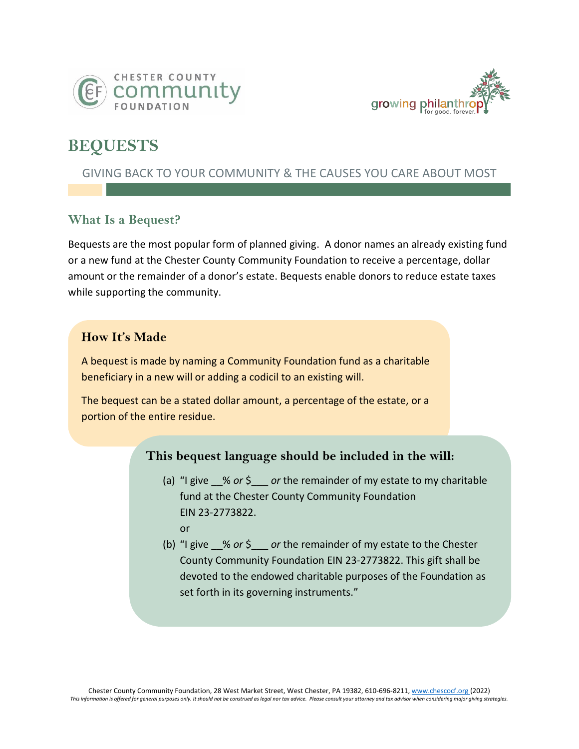CHESTER COUNTY community FOUNDATION

growing philanthropy for good. forever.

# BEQUESTS

GIVING BACK TO YOUR COMMUNITY & THE CAUSES YOU CARE ABOUT MOST

## What Is a Bequest?

Bequests are the most popular form of planned giving. A donor names an already existing fund or a new fund at the Chester County Community Foundation to receive a percentage, dollar amount or the remainder of a donor's estate. Bequests enable donors to reduce estate taxes while supporting the community.

### How It's Made

A bequest is made by naming a Community Foundation fund as a charitable beneficiary in a new will or adding a codicil to an existing will.

The bequest can be a stated dollar amount, a percentage of the estate, or a portion of the entire residue.

### This bequest language should be included in the will:

(a) "I give __% *or* $___ *or* the remainder of my estate to my charitable fund at the Chester County Community Foundation EIN 23-2773822.

or

(b) "I give __% *or* $___ *or* the remainder of my estate to the Chester County Community Foundation EIN 23-2773822. This gift shall be devoted to the endowed charitable purposes of the Foundation as set forth in its governing instruments."

Chester County Community Foundation, 28 West Market Street, West Chester, PA 19382, 610-696-8211, www.chescocf.org (2022)

*This information is offered for general purposes only. It should not be construed as legal nor tax advice. Please consult your attorney and tax advisor when considering major giving strategies.*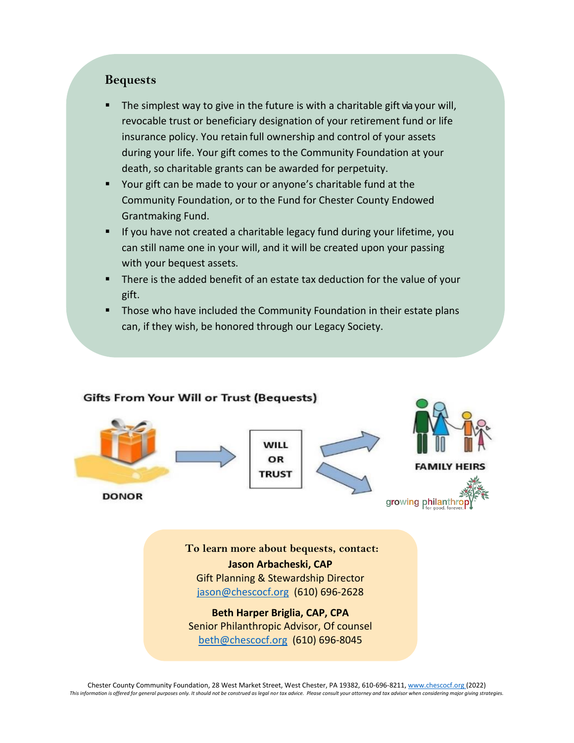## Bequests

- The simplest way to give in the future is with a charitable gift via your will, revocable trust or beneficiary designation of your retirement fund or life insurance policy. You retain full ownership and control of your assets during your life. Your gift comes to the Community Foundation at your death, so charitable grants can be awarded for perpetuity.
- Your gift can be made to your or anyone's charitable fund at the Community Foundation, or to the Fund for Chester County Endowed Grantmaking Fund.
- If you have not created a charitable legacy fund during your lifetime, you can still name one in your will, and it will be created upon your passing with your bequest assets.
- There is the added benefit of an estate tax deduction for the value of your gift.
- Those who have included the Community Foundation in their estate plans can, if they wish, be honored through our Legacy Society.

Gifts From Your Will or Trust (Bequests)

DONOR

WILL OR TRUST

FAMILY HEIRS

growing philanthropy for good. forever.

**To learn more about bequests, contact:**

**Jason Arbacheski, CAP**
Gift Planning & Stewardship Director
jason@chescocf.org (610) 696-2628

**Beth Harper Briglia, CAP, CPA**
Senior Philanthropic Advisor, Of counsel
beth@chescocf.org (610) 696-8045

Chester County Community Foundation, 28 West Market Street, West Chester, PA 19382, 610-696-8211, www.chescocf.org (2022)

*This information is offered for general purposes only. It should not be construed as legal nor tax advice. Please consult your attorney and tax advisor when considering major giving strategies.*